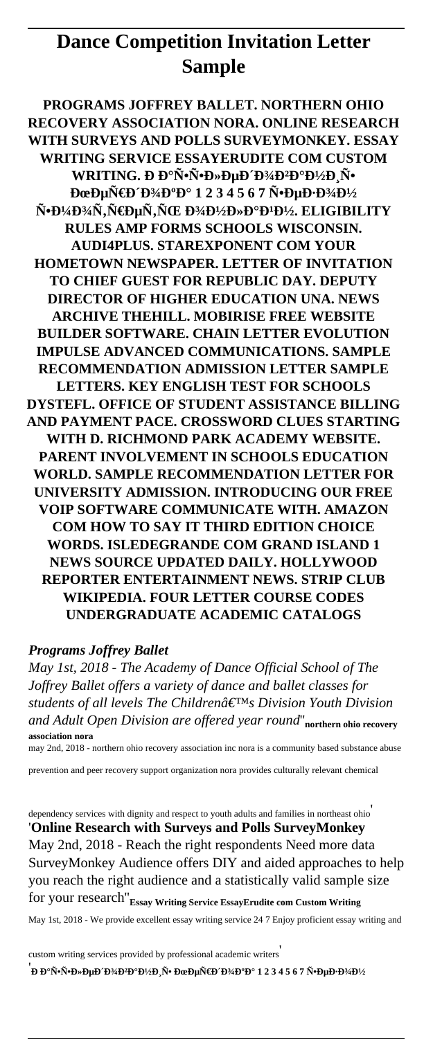# Dance Competition Invitation Letter Sample

**PROGRAMS JOFFREY BALLET. NORTHERN OHIO RECOVERY ASSOCIATION NORA. ONLINE RESEARCH WITH SURVEYS AND POLLS SURVEYMONKEY. ESSAY WRITING SERVICE ESSAYERUDITE COM CUSTOM WRITING. Ð Ð°Ñ•Ñ•Ð»ÐµÐ´Ð¾Ð²Ð°Ð½Ð¸Ñ• ÐœÐµÑ€Ð´Ð¾ÐºÐ° 1 2 3 4 5 6 7 Ñ•ÐµÐ·Ð¾Ð½ Ñ•Ð¼Ð¾Ñ‚Ñ€ÐµÑ‚ÑŒ Ð¾Ð½Ð»Ð°Ð¹Ð½. ELIGIBILITY RULES AMP FORMS SCHOOLS WISCONSIN. AUDI4PLUS. STAREXPONENT COM YOUR HOMETOWN NEWSPAPER. LETTER OF INVITATION TO CHIEF GUEST FOR REPUBLIC DAY. DEPUTY DIRECTOR OF HIGHER EDUCATION UNA. NEWS ARCHIVE THEHILL. MOBIRISE FREE WEBSITE BUILDER SOFTWARE. CHAIN LETTER EVOLUTION IMPULSE ADVANCED COMMUNICATIONS. SAMPLE RECOMMENDATION ADMISSION LETTER SAMPLE LETTERS. KEY ENGLISH TEST FOR SCHOOLS DYSTEFL. OFFICE OF STUDENT ASSISTANCE BILLING AND PAYMENT PACE. CROSSWORD CLUES STARTING WITH D. RICHMOND PARK ACADEMY WEBSITE. PARENT INVOLVEMENT IN SCHOOLS EDUCATION WORLD. SAMPLE RECOMMENDATION LETTER FOR UNIVERSITY ADMISSION. INTRODUCING OUR FREE VOIP SOFTWARE COMMUNICATE WITH. AMAZON COM HOW TO SAY IT THIRD EDITION CHOICE WORDS. ISLEDEGRANDE COM GRAND ISLAND 1 NEWS SOURCE UPDATED DAILY. HOLLYWOOD REPORTER ENTERTAINMENT NEWS. STRIP CLUB WIKIPEDIA. FOUR LETTER COURSE CODES UNDERGRADUATE ACADEMIC CATALOGS**

*Programs Joffrey Ballet*

*May 1st, 2018 - The Academy of Dance Official School of The Joffrey Ballet offers a variety of dance and ballet classes for students of all levels The Children's Division Youth Division and Adult Open Division are offered year round*'**northern ohio recovery association nora**

may 2nd, 2018 - northern ohio recovery association inc nora is a community based substance abuse prevention and peer recovery support organization nora provides culturally relevant chemical dependency services with dignity and respect to youth adults and families in northeast ohio'

'**Online Research with Surveys and Polls SurveyMonkey**

May 2nd, 2018 - Reach the right respondents Need more data SurveyMonkey Audience offers DIY and aided approaches to help you reach the right audience and a statistically valid sample size for your research''**Essay Writing Service EssayErudite com Custom Writing**

May 1st, 2018 - We provide excellent essay writing service 24 7 Enjoy proficient essay writing and custom writing services provided by professional academic writers'

'**Ð Ð°Ñ•Ñ•Ð»ÐµÐ´Ð¾Ð²Ð°Ð½Ð¸Ñ• ÐœÐµÑ€Ð´Ð¾ÐºÐ° 1 2 3 4 5 6 7 Ñ•ÐµÐ·Ð¾Ð½**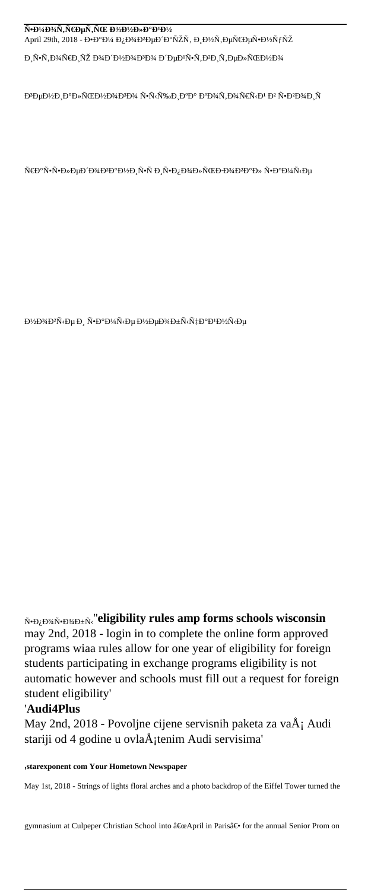**Ñ•Ð¼Ð¾Ñ‚Ñ€ÐµÑ‚ÑŒ Ð¾Ð½Ð»Ð°Ð¹Ð½**

April 29th, 2018 - Ð•Ð°Ð¼ Ð¿Ð¾Ð²ÐµÐ´Ð°ÑŽÑ‚ Ð¸Ð½Ñ‚ÐµÑ€ÐµÑ•Ð½ÑƒÑŽ

Ð¸Ñ•Ñ‚Ð¾Ñ€Ð¸ÑŽ Ð¾Ð´Ð½Ð¾Ð³Ð¾ Ð´ÐµÐ¹Ñ•Ñ‚Ð²Ð¸Ñ‚ÐµÐ»ÑŒÐ½Ð¾

Ð³ÐµÐ½Ð¸Ð°Ð»ÑŒÐ½Ð¾Ð³Ð¾ Ñ•Ñ‹Ñ‰Ð¸ÐºÐ° ÐºÐ¾Ñ‚Ð¾Ñ€Ñ‹Ð¹ Ð² Ñ•Ð²Ð¾Ð¸Ñ…

Ñ€Ð°Ñ•Ñ•Ð»ÐµÐ´Ð¾Ð²Ð°Ð½Ð¸Ñ•Ñ… Ð¸Ñ•Ð¿Ð¾Ð»ÑŒÐ·Ð¾Ð²Ð°Ð» Ñ•Ð°Ð¼Ñ‹Ðµ

Ð½Ð¾Ð²Ñ‹Ðµ Ð¸ Ñ•Ð°Ð¼Ñ‹Ðµ Ð½ÐµÐ¾Ð±Ñ‹Ñ‡Ð°Ð¹Ð½Ñ‹Ðµ

Ñ•Ð¿Ð¾Ñ•Ð¾Ð±Ñ‹''**eligibility rules amp forms schools wisconsin**

may 2nd, 2018 - login in to complete the online form approved programs wiaa rules allow for one year of eligibility for foreign students participating in exchange programs eligibility is not automatic however and schools must fill out a request for foreign student eligibility'

'**Audi4Plus**

May 2nd, 2018 - Povoljne cijene servisnih paketa za vaÅ¡ Audi stariji od 4 godine u ovlaÅ¡tenim Audi servisima'

'**starexponent com Your Hometown Newspaper**

May 1st, 2018 - Strings of lights floral arches and a photo backdrop of the Eiffel Tower turned the gymnasium at Culpeper Christian School into â€œApril in Parisâ€• for the annual Senior Prom on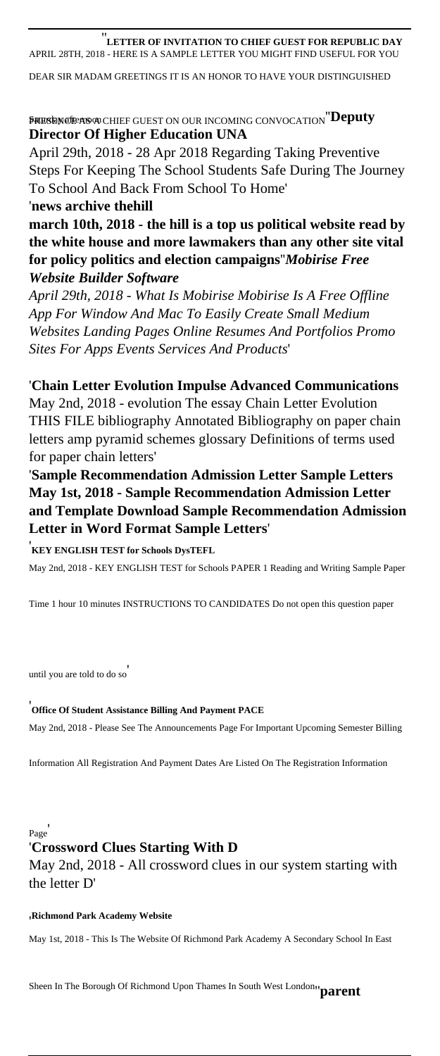''**LETTER OF INVITATION TO CHIEF GUEST FOR REPUBLIC DAY**
APRIL 28TH, 2018 - HERE IS A SAMPLE LETTER YOU MIGHT FIND USEFUL FOR YOU DEAR SIR MADAM GREETINGS IT IS AN HONOR TO HAVE YOUR DISTINGUISHED PRESENCE AS A CHIEF GUEST ON OUR INCOMING CONVOCATION''**Deputy Director Of Higher Education UNA**

April 29th, 2018 - 28 Apr 2018 Regarding Taking Preventive Steps For Keeping The School Students Safe During The Journey To School And Back From School To Home'

'**news archive thehill**

**march 10th, 2018 - the hill is a top us political website read by the white house and more lawmakers than any other site vital for policy politics and election campaigns**''***Mobirise Free Website Builder Software***

*April 29th, 2018 - What Is Mobirise Mobirise Is A Free Offline App For Window And Mac To Easily Create Small Medium Websites Landing Pages Online Resumes And Portfolios Promo Sites For Apps Events Services And Products*'

'**Chain Letter Evolution Impulse Advanced Communications**

May 2nd, 2018 - evolution The essay Chain Letter Evolution THIS FILE bibliography Annotated Bibliography on paper chain letters amp pyramid schemes glossary Definitions of terms used for paper chain letters'

'**Sample Recommendation Admission Letter Sample Letters**

**May 1st, 2018 - Sample Recommendation Admission Letter and Template Download Sample Recommendation Admission Letter in Word Format Sample Letters**'

'**KEY ENGLISH TEST for Schools DysTEFL**

May 2nd, 2018 - KEY ENGLISH TEST for Schools PAPER 1 Reading and Writing Sample Paper Time 1 hour 10 minutes INSTRUCTIONS TO CANDIDATES Do not open this question paper until you are told to do so'

'**Office Of Student Assistance Billing And Payment PACE**

May 2nd, 2018 - Please See The Announcements Page For Important Upcoming Semester Billing Information All Registration And Payment Dates Are Listed On The Registration Information Page'

'**Crossword Clues Starting With D**

May 2nd, 2018 - All crossword clues in our system starting with the letter D'

'**Richmond Park Academy Website**

May 1st, 2018 - This Is The Website Of Richmond Park Academy A Secondary School In East Sheen In The Borough Of Richmond Upon Thames In South West London''**parent**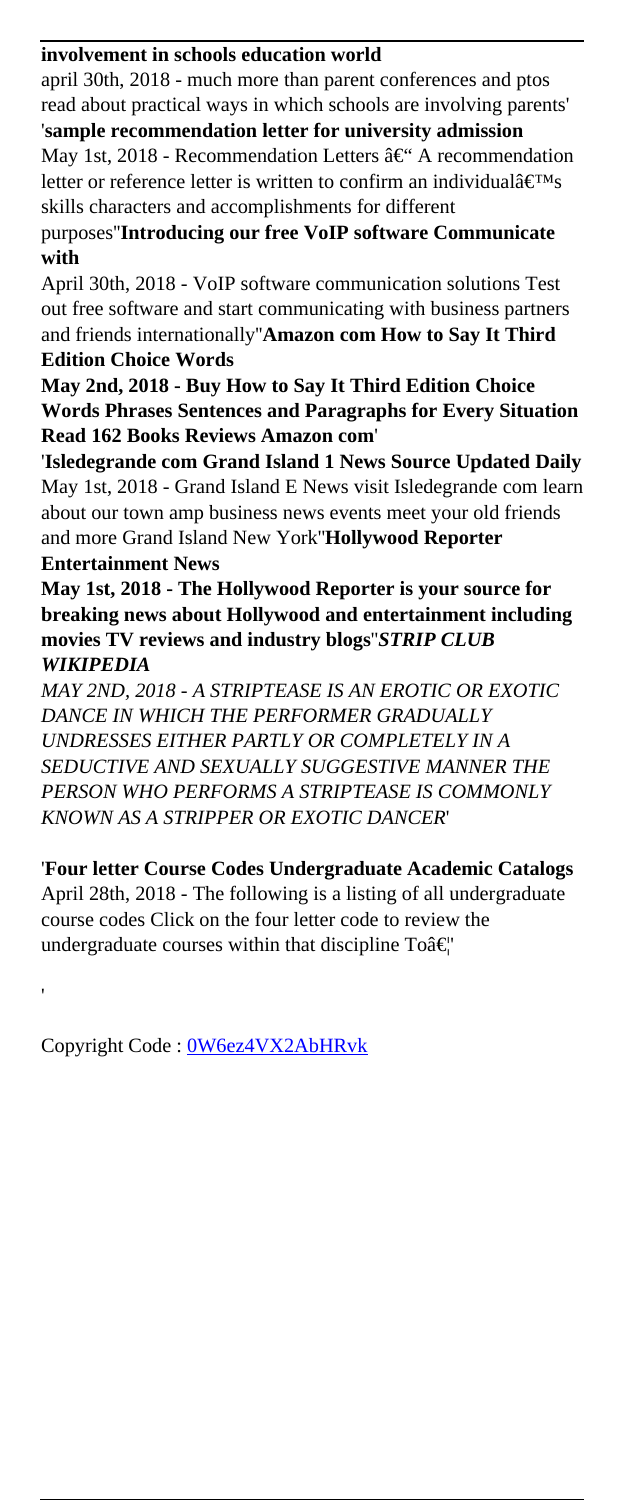**involvement in schools education world**

april 30th, 2018 - much more than parent conferences and ptos read about practical ways in which schools are involving parents'

'**sample recommendation letter for university admission**

May 1st, 2018 - Recommendation Letters â€“ A recommendation letter or reference letter is written to confirm an individualâ€™s skills characters and accomplishments for different purposes''**Introducing our free VoIP software Communicate with**

April 30th, 2018 - VoIP software communication solutions Test out free software and start communicating with business partners and friends internationally''**Amazon com How to Say It Third Edition Choice Words**

**May 2nd, 2018 - Buy How to Say It Third Edition Choice Words Phrases Sentences and Paragraphs for Every Situation Read 162 Books Reviews Amazon com**'

'**Isledegrande com Grand Island 1 News Source Updated Daily**

May 1st, 2018 - Grand Island E News visit Isledegrande com learn about our town amp business news events meet your old friends and more Grand Island New York''**Hollywood Reporter Entertainment News**

**May 1st, 2018 - The Hollywood Reporter is your source for breaking news about Hollywood and entertainment including movies TV reviews and industry blogs**''***STRIP CLUB WIKIPEDIA***

*MAY 2ND, 2018 - A STRIPTEASE IS AN EROTIC OR EXOTIC DANCE IN WHICH THE PERFORMER GRADUALLY UNDRESSES EITHER PARTLY OR COMPLETELY IN A SEDUCTIVE AND SEXUALLY SUGGESTIVE MANNER THE PERSON WHO PERFORMS A STRIPTEASE IS COMMONLY KNOWN AS A STRIPPER OR EXOTIC DANCER*'

'**Four letter Course Codes Undergraduate Academic Catalogs**

April 28th, 2018 - The following is a listing of all undergraduate course codes Click on the four letter code to review the undergraduate courses within that discipline Toâ€¦'

'

Copyright Code : 0W6ez4VX2AbHRvk